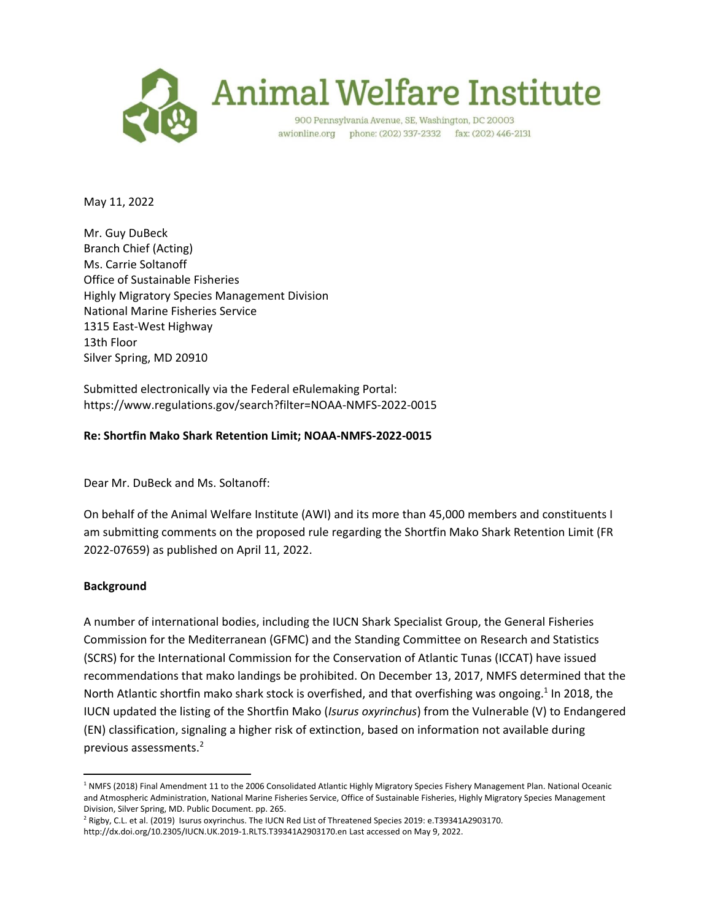# Animal Welfare Institute

900 Pennsylvania Avenue, SE, Washington, DC 20003
awionline.org phone: (202) 337-2332 fax: (202) 446-2131

May 11, 2022

Mr. Guy DuBeck
Branch Chief (Acting)
Ms. Carrie Soltanoff
Office of Sustainable Fisheries
Highly Migratory Species Management Division
National Marine Fisheries Service
1315 East-West Highway
13th Floor
Silver Spring, MD 20910

Submitted electronically via the Federal eRulemaking Portal:
https://www.regulations.gov/search?filter=NOAA-NMFS-2022-0015

**Re: Shortfin Mako Shark Retention Limit; NOAA-NMFS-2022-0015**

Dear Mr. DuBeck and Ms. Soltanoff:

On behalf of the Animal Welfare Institute (AWI) and its more than 45,000 members and constituents I am submitting comments on the proposed rule regarding the Shortfin Mako Shark Retention Limit (FR 2022-07659) as published on April 11, 2022.

**Background**

A number of international bodies, including the IUCN Shark Specialist Group, the General Fisheries Commission for the Mediterranean (GFMC) and the Standing Committee on Research and Statistics (SCRS) for the International Commission for the Conservation of Atlantic Tunas (ICCAT) have issued recommendations that mako landings be prohibited. On December 13, 2017, NMFS determined that the North Atlantic shortfin mako shark stock is overfished, and that overfishing was ongoing.[1] In 2018, the IUCN updated the listing of the Shortfin Mako (*Isurus oxyrinchus*) from the Vulnerable (V) to Endangered (EN) classification, signaling a higher risk of extinction, based on information not available during previous assessments.[2]

---

[1] NMFS (2018) Final Amendment 11 to the 2006 Consolidated Atlantic Highly Migratory Species Fishery Management Plan. National Oceanic and Atmospheric Administration, National Marine Fisheries Service, Office of Sustainable Fisheries, Highly Migratory Species Management Division, Silver Spring, MD. Public Document. pp. 265.

[2] Rigby, C.L. et al. (2019) Isurus oxyrinchus. The IUCN Red List of Threatened Species 2019: e.T39341A2903170. http://dx.doi.org/10.2305/IUCN.UK.2019-1.RLTS.T39341A2903170.en Last accessed on May 9, 2022.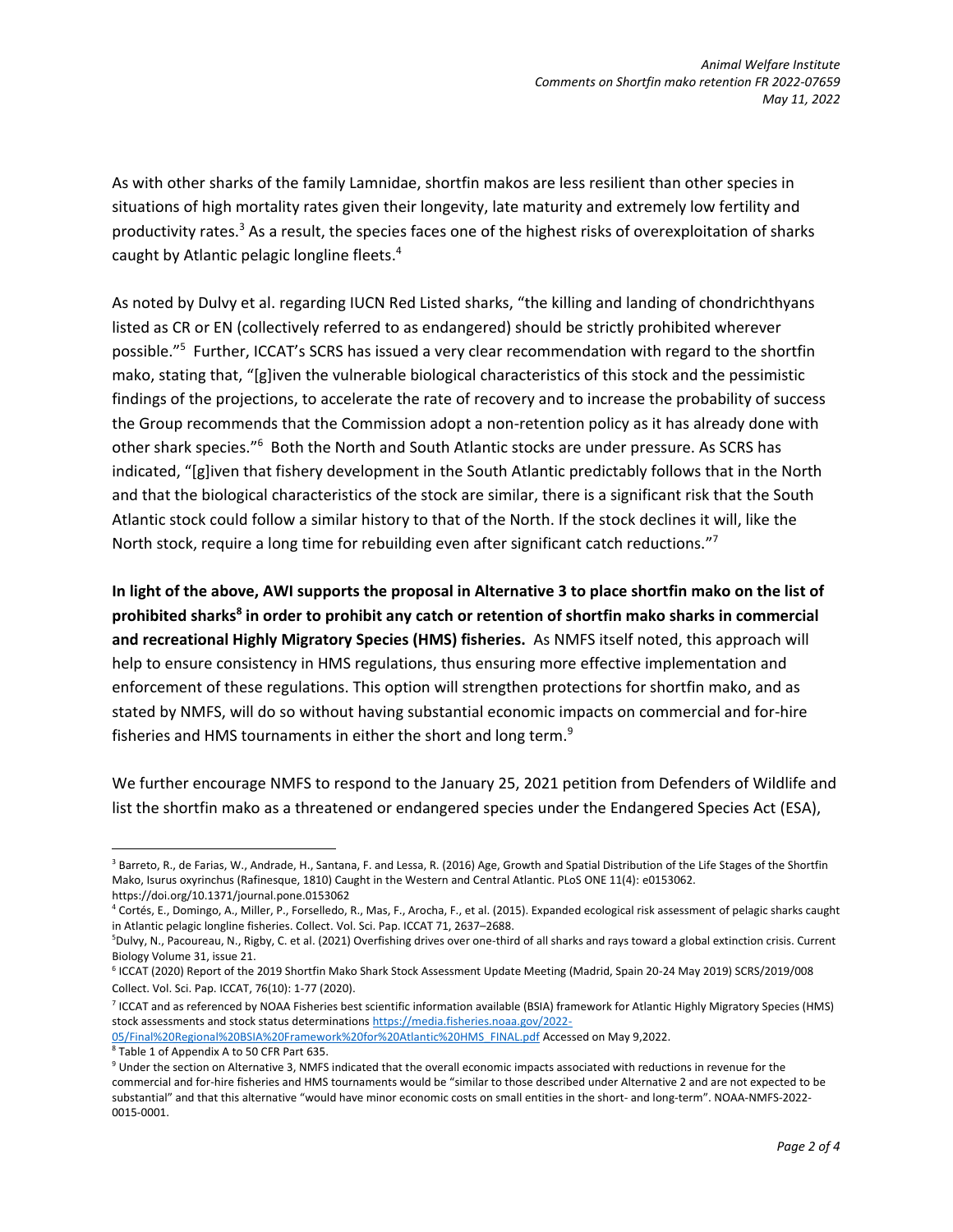As with other sharks of the family Lamnidae, shortfin makos are less resilient than other species in situations of high mortality rates given their longevity, late maturity and extremely low fertility and productivity rates.[3] As a result, the species faces one of the highest risks of overexploitation of sharks caught by Atlantic pelagic longline fleets.[4]

As noted by Dulvy et al. regarding IUCN Red Listed sharks, "the killing and landing of chondrichthyans listed as CR or EN (collectively referred to as endangered) should be strictly prohibited wherever possible."[5] Further, ICCAT's SCRS has issued a very clear recommendation with regard to the shortfin mako, stating that, "[g]iven the vulnerable biological characteristics of this stock and the pessimistic findings of the projections, to accelerate the rate of recovery and to increase the probability of success the Group recommends that the Commission adopt a non-retention policy as it has already done with other shark species."[6] Both the North and South Atlantic stocks are under pressure. As SCRS has indicated, "[g]iven that fishery development in the South Atlantic predictably follows that in the North and that the biological characteristics of the stock are similar, there is a significant risk that the South Atlantic stock could follow a similar history to that of the North. If the stock declines it will, like the North stock, require a long time for rebuilding even after significant catch reductions."[7]

**In light of the above, AWI supports the proposal in Alternative 3 to place shortfin mako on the list of prohibited sharks[8] in order to prohibit any catch or retention of shortfin mako sharks in commercial and recreational Highly Migratory Species (HMS) fisheries.** As NMFS itself noted, this approach will help to ensure consistency in HMS regulations, thus ensuring more effective implementation and enforcement of these regulations. This option will strengthen protections for shortfin mako, and as stated by NMFS, will do so without having substantial economic impacts on commercial and for-hire fisheries and HMS tournaments in either the short and long term.[9]

We further encourage NMFS to respond to the January 25, 2021 petition from Defenders of Wildlife and list the shortfin mako as a threatened or endangered species under the Endangered Species Act (ESA),

---

[3] Barreto, R., de Farias, W., Andrade, H., Santana, F. and Lessa, R. (2016) Age, Growth and Spatial Distribution of the Life Stages of the Shortfin Mako, Isurus oxyrinchus (Rafinesque, 1810) Caught in the Western and Central Atlantic. PLoS ONE 11(4): e0153062. https://doi.org/10.1371/journal.pone.0153062

[4] Cortés, E., Domingo, A., Miller, P., Forselledo, R., Mas, F., Arocha, F., et al. (2015). Expanded ecological risk assessment of pelagic sharks caught in Atlantic pelagic longline fisheries. Collect. Vol. Sci. Pap. ICCAT 71, 2637–2688.

[5] Dulvy, N., Pacoureau, N., Rigby, C. et al. (2021) Overfishing drives over one-third of all sharks and rays toward a global extinction crisis. Current Biology Volume 31, issue 21.

[6] ICCAT (2020) Report of the 2019 Shortfin Mako Shark Stock Assessment Update Meeting (Madrid, Spain 20-24 May 2019) SCRS/2019/008 Collect. Vol. Sci. Pap. ICCAT, 76(10): 1-77 (2020).

[7] ICCAT and as referenced by NOAA Fisheries best scientific information available (BSIA) framework for Atlantic Highly Migratory Species (HMS) stock assessments and stock status determinations https://media.fisheries.noaa.gov/2022-05/Final%20Regional%20BSIA%20Framework%20for%20Atlantic%20HMS_FINAL.pdf Accessed on May 9,2022.

[8] Table 1 of Appendix A to 50 CFR Part 635.

[9] Under the section on Alternative 3, NMFS indicated that the overall economic impacts associated with reductions in revenue for the commercial and for-hire fisheries and HMS tournaments would be "similar to those described under Alternative 2 and are not expected to be substantial" and that this alternative "would have minor economic costs on small entities in the short- and long-term". NOAA-NMFS-2022-0015-0001.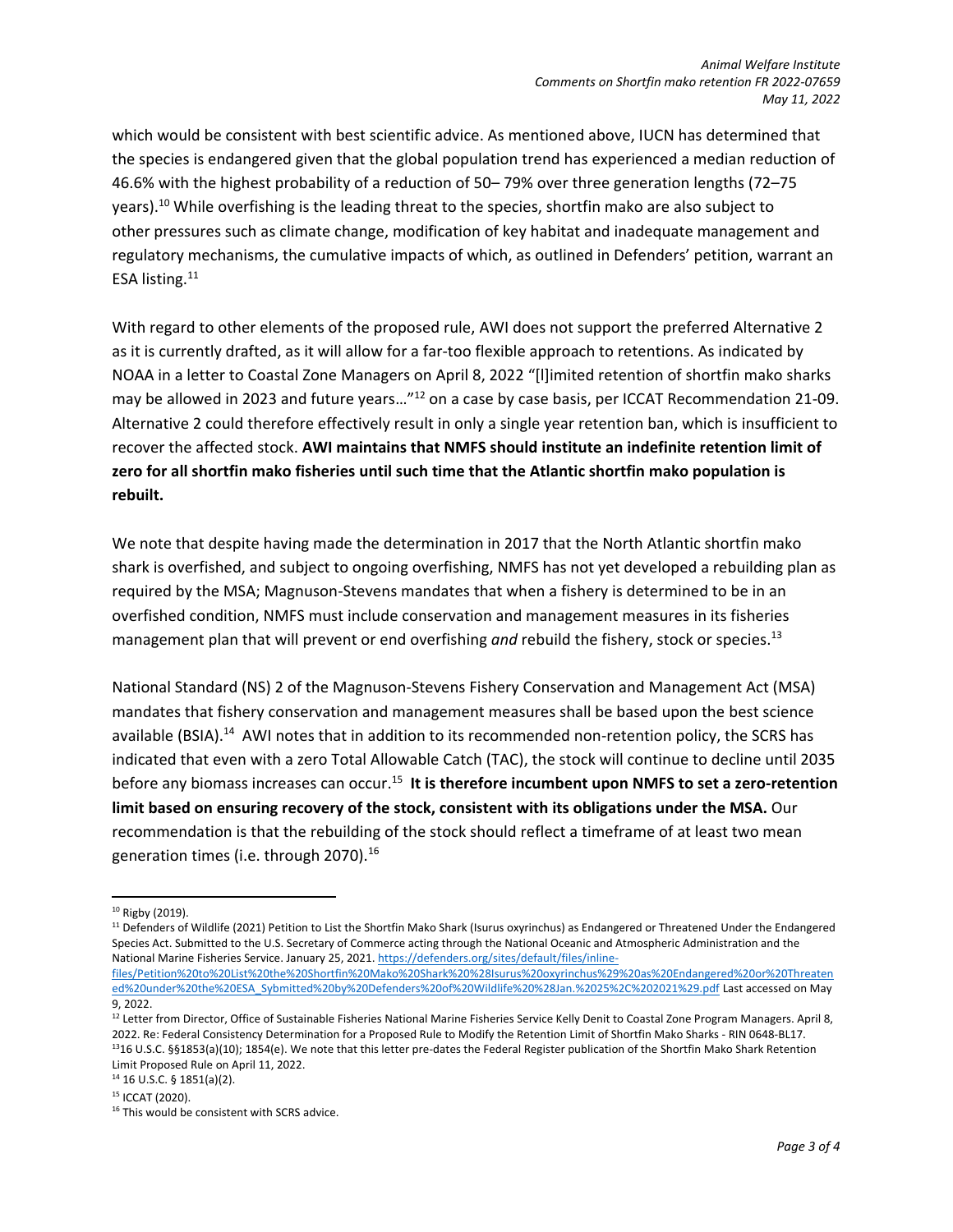which would be consistent with best scientific advice. As mentioned above, IUCN has determined that the species is endangered given that the global population trend has experienced a median reduction of 46.6% with the highest probability of a reduction of 50– 79% over three generation lengths (72–75 years).[10] While overfishing is the leading threat to the species, shortfin mako are also subject to other pressures such as climate change, modification of key habitat and inadequate management and regulatory mechanisms, the cumulative impacts of which, as outlined in Defenders' petition, warrant an ESA listing.[11]

With regard to other elements of the proposed rule, AWI does not support the preferred Alternative 2 as it is currently drafted, as it will allow for a far-too flexible approach to retentions. As indicated by NOAA in a letter to Coastal Zone Managers on April 8, 2022 "[l]imited retention of shortfin mako sharks may be allowed in 2023 and future years…"[12] on a case by case basis, per ICCAT Recommendation 21-09. Alternative 2 could therefore effectively result in only a single year retention ban, which is insufficient to recover the affected stock. **AWI maintains that NMFS should institute an indefinite retention limit of zero for all shortfin mako fisheries until such time that the Atlantic shortfin mako population is rebuilt.**

We note that despite having made the determination in 2017 that the North Atlantic shortfin mako shark is overfished, and subject to ongoing overfishing, NMFS has not yet developed a rebuilding plan as required by the MSA; Magnuson-Stevens mandates that when a fishery is determined to be in an overfished condition, NMFS must include conservation and management measures in its fisheries management plan that will prevent or end overfishing *and* rebuild the fishery, stock or species.[13]

National Standard (NS) 2 of the Magnuson-Stevens Fishery Conservation and Management Act (MSA) mandates that fishery conservation and management measures shall be based upon the best science available (BSIA).[14] AWI notes that in addition to its recommended non-retention policy, the SCRS has indicated that even with a zero Total Allowable Catch (TAC), the stock will continue to decline until 2035 before any biomass increases can occur.[15] **It is therefore incumbent upon NMFS to set a zero-retention limit based on ensuring recovery of the stock, consistent with its obligations under the MSA.** Our recommendation is that the rebuilding of the stock should reflect a timeframe of at least two mean generation times (i.e. through 2070).[16]

---

[10] Rigby (2019).

[11] Defenders of Wildlife (2021) Petition to List the Shortfin Mako Shark (Isurus oxyrinchus) as Endangered or Threatened Under the Endangered Species Act. Submitted to the U.S. Secretary of Commerce acting through the National Oceanic and Atmospheric Administration and the National Marine Fisheries Service. January 25, 2021. https://defenders.org/sites/default/files/inline-files/Petition%20to%20List%20the%20Shortfin%20Mako%20Shark%20%28Isurus%20oxyrinchus%29%20as%20Endangered%20or%20Threatened%20under%20the%20ESA_Sybmitted%20by%20Defenders%20of%20Wildlife%20%28Jan.%2025%2C%202021%29.pdf Last accessed on May 9, 2022.

[12] Letter from Director, Office of Sustainable Fisheries National Marine Fisheries Service Kelly Denit to Coastal Zone Program Managers. April 8, 2022. Re: Federal Consistency Determination for a Proposed Rule to Modify the Retention Limit of Shortfin Mako Sharks - RIN 0648-BL17.

[13] 16 U.S.C. §§1853(a)(10); 1854(e). We note that this letter pre-dates the Federal Register publication of the Shortfin Mako Shark Retention Limit Proposed Rule on April 11, 2022.

[14] 16 U.S.C. § 1851(a)(2).

[15] ICCAT (2020).

[16] This would be consistent with SCRS advice.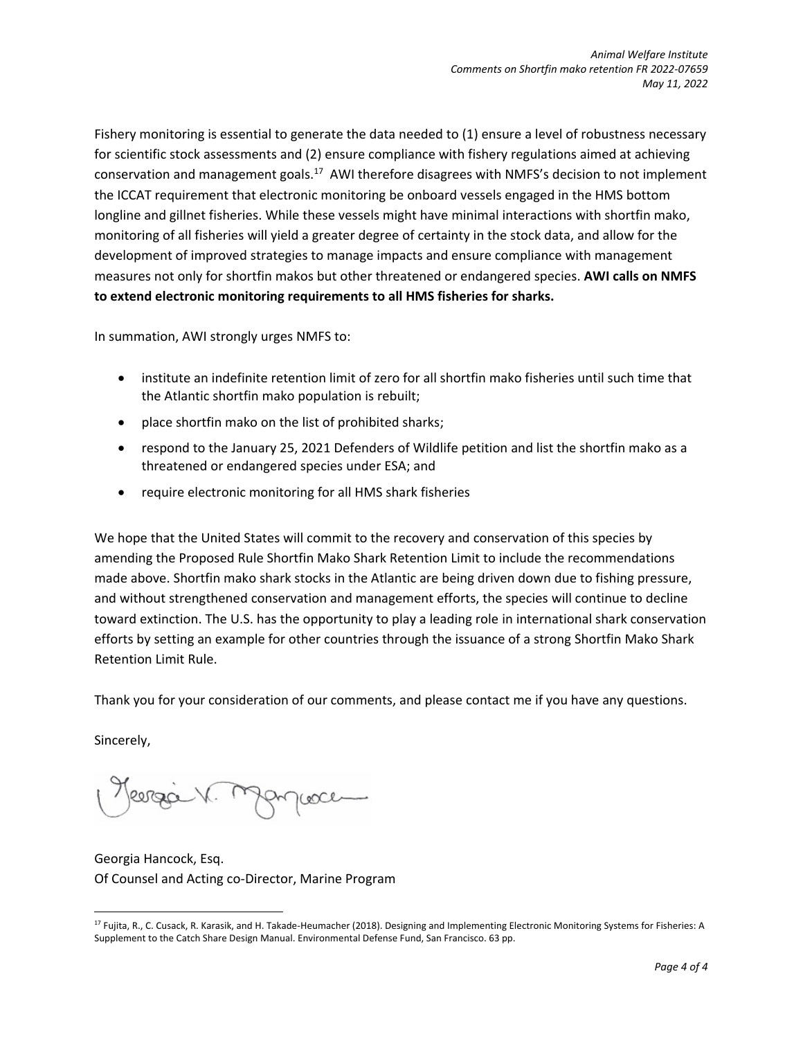Fishery monitoring is essential to generate the data needed to (1) ensure a level of robustness necessary for scientific stock assessments and (2) ensure compliance with fishery regulations aimed at achieving conservation and management goals.[17] AWI therefore disagrees with NMFS's decision to not implement the ICCAT requirement that electronic monitoring be onboard vessels engaged in the HMS bottom longline and gillnet fisheries. While these vessels might have minimal interactions with shortfin mako, monitoring of all fisheries will yield a greater degree of certainty in the stock data, and allow for the development of improved strategies to manage impacts and ensure compliance with management measures not only for shortfin makos but other threatened or endangered species. **AWI calls on NMFS to extend electronic monitoring requirements to all HMS fisheries for sharks.**

In summation, AWI strongly urges NMFS to:

- institute an indefinite retention limit of zero for all shortfin mako fisheries until such time that the Atlantic shortfin mako population is rebuilt;
- place shortfin mako on the list of prohibited sharks;
- respond to the January 25, 2021 Defenders of Wildlife petition and list the shortfin mako as a threatened or endangered species under ESA; and
- require electronic monitoring for all HMS shark fisheries

We hope that the United States will commit to the recovery and conservation of this species by amending the Proposed Rule Shortfin Mako Shark Retention Limit to include the recommendations made above. Shortfin mako shark stocks in the Atlantic are being driven down due to fishing pressure, and without strengthened conservation and management efforts, the species will continue to decline toward extinction. The U.S. has the opportunity to play a leading role in international shark conservation efforts by setting an example for other countries through the issuance of a strong Shortfin Mako Shark Retention Limit Rule.

Thank you for your consideration of our comments, and please contact me if you have any questions.

Sincerely,

Georgia Hancock, Esq.
Of Counsel and Acting co-Director, Marine Program

[17] Fujita, R., C. Cusack, R. Karasik, and H. Takade-Heumacher (2018). Designing and Implementing Electronic Monitoring Systems for Fisheries: A Supplement to the Catch Share Design Manual. Environmental Defense Fund, San Francisco. 63 pp.